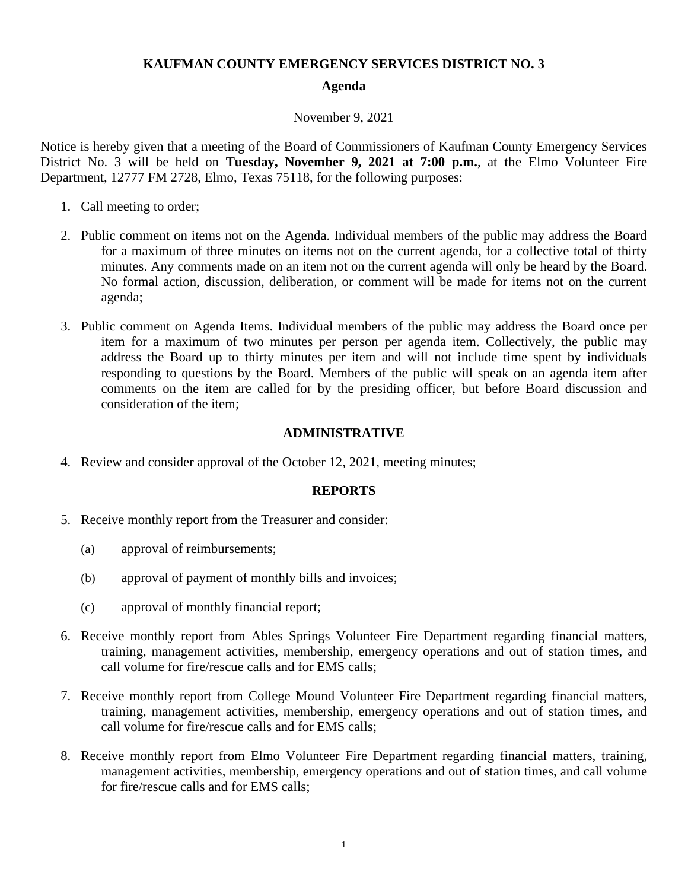**KAUFMAN COUNTY EMERGENCY SERVICES DISTRICT NO. 3**

**Agenda**

November 9, 2021

Notice is hereby given that a meeting of the Board of Commissioners of Kaufman County Emergency Services District No. 3 will be held on **Tuesday, November 9, 2021 at 7:00 p.m.**, at the Elmo Volunteer Fire Department, 12777 FM 2728, Elmo, Texas 75118, for the following purposes:

1. Call meeting to order;

2. Public comment on items not on the Agenda. Individual members of the public may address the Board for a maximum of three minutes on items not on the current agenda, for a collective total of thirty minutes. Any comments made on an item not on the current agenda will only be heard by the Board. No formal action, discussion, deliberation, or comment will be made for items not on the current agenda;

3. Public comment on Agenda Items. Individual members of the public may address the Board once per item for a maximum of two minutes per person per agenda item. Collectively, the public may address the Board up to thirty minutes per item and will not include time spent by individuals responding to questions by the Board. Members of the public will speak on an agenda item after comments on the item are called for by the presiding officer, but before Board discussion and consideration of the item;

**ADMINISTRATIVE**

4. Review and consider approval of the October 12, 2021, meeting minutes;

**REPORTS**

5. Receive monthly report from the Treasurer and consider:

   (a) approval of reimbursements;

   (b) approval of payment of monthly bills and invoices;

   (c) approval of monthly financial report;

6. Receive monthly report from Ables Springs Volunteer Fire Department regarding financial matters, training, management activities, membership, emergency operations and out of station times, and call volume for fire/rescue calls and for EMS calls;

7. Receive monthly report from College Mound Volunteer Fire Department regarding financial matters, training, management activities, membership, emergency operations and out of station times, and call volume for fire/rescue calls and for EMS calls;

8. Receive monthly report from Elmo Volunteer Fire Department regarding financial matters, training, management activities, membership, emergency operations and out of station times, and call volume for fire/rescue calls and for EMS calls;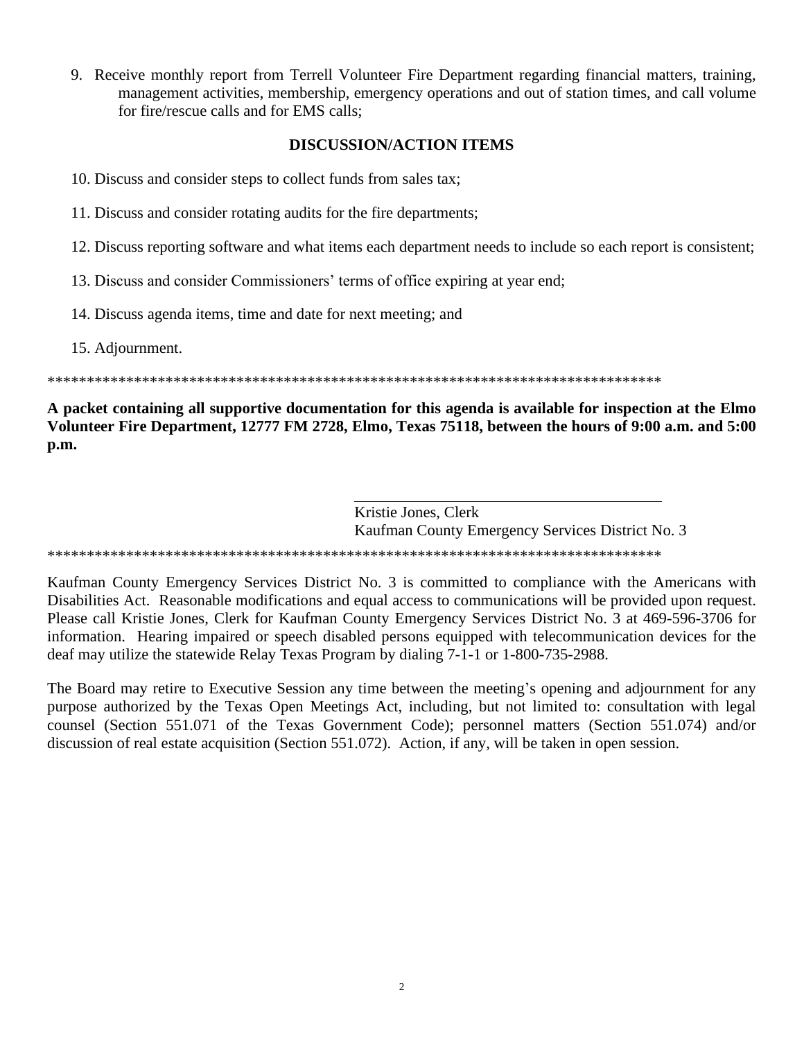9. Receive monthly report from Terrell Volunteer Fire Department regarding financial matters, training, management activities, membership, emergency operations and out of station times, and call volume for fire/rescue calls and for EMS calls;

## DISCUSSION/ACTION ITEMS

10. Discuss and consider steps to collect funds from sales tax;

11. Discuss and consider rotating audits for the fire departments;

12. Discuss reporting software and what items each department needs to include so each report is consistent;

13. Discuss and consider Commissioners' terms of office expiring at year end;

14. Discuss agenda items, time and date for next meeting; and

15. Adjournment.

*******************************************************************************

**A packet containing all supportive documentation for this agenda is available for inspection at the Elmo Volunteer Fire Department, 12777 FM 2728, Elmo, Texas 75118, between the hours of 9:00 a.m. and 5:00 p.m.**

Kristie Jones, Clerk
Kaufman County Emergency Services District No. 3

*******************************************************************************

Kaufman County Emergency Services District No. 3 is committed to compliance with the Americans with Disabilities Act. Reasonable modifications and equal access to communications will be provided upon request. Please call Kristie Jones, Clerk for Kaufman County Emergency Services District No. 3 at 469-596-3706 for information. Hearing impaired or speech disabled persons equipped with telecommunication devices for the deaf may utilize the statewide Relay Texas Program by dialing 7-1-1 or 1-800-735-2988.

The Board may retire to Executive Session any time between the meeting's opening and adjournment for any purpose authorized by the Texas Open Meetings Act, including, but not limited to: consultation with legal counsel (Section 551.071 of the Texas Government Code); personnel matters (Section 551.074) and/or discussion of real estate acquisition (Section 551.072). Action, if any, will be taken in open session.